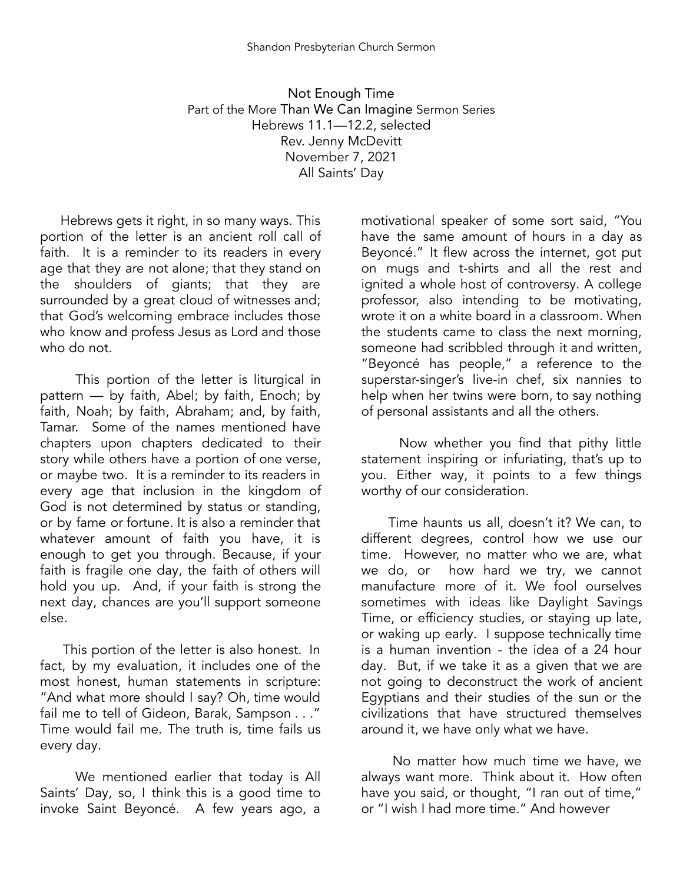Shandon Presbyterian Church Sermon

# Not Enough Time

Part of the More Than We Can Imagine Sermon Series
Hebrews 11.1—12.2, selected
Rev. Jenny McDevitt
November 7, 2021
All Saints' Day

Hebrews gets it right, in so many ways. This portion of the letter is an ancient roll call of faith. It is a reminder to its readers in every age that they are not alone; that they stand on the shoulders of giants; that they are surrounded by a great cloud of witnesses and; that God's welcoming embrace includes those who know and profess Jesus as Lord and those who do not.

This portion of the letter is liturgical in pattern — by faith, Abel; by faith, Enoch; by faith, Noah; by faith, Abraham; and, by faith, Tamar. Some of the names mentioned have chapters upon chapters dedicated to their story while others have a portion of one verse, or maybe two. It is a reminder to its readers in every age that inclusion in the kingdom of God is not determined by status or standing, or by fame or fortune. It is also a reminder that whatever amount of faith you have, it is enough to get you through. Because, if your faith is fragile one day, the faith of others will hold you up. And, if your faith is strong the next day, chances are you'll support someone else.

This portion of the letter is also honest. In fact, by my evaluation, it includes one of the most honest, human statements in scripture: "And what more should I say? Oh, time would fail me to tell of Gideon, Barak, Sampson . . ." Time would fail me. The truth is, time fails us every day.

We mentioned earlier that today is All Saints' Day, so, I think this is a good time to invoke Saint Beyoncé. A few years ago, a motivational speaker of some sort said, "You have the same amount of hours in a day as Beyoncé." It flew across the internet, got put on mugs and t-shirts and all the rest and ignited a whole host of controversy. A college professor, also intending to be motivating, wrote it on a white board in a classroom. When the students came to class the next morning, someone had scribbled through it and written, "Beyoncé has people," a reference to the superstar-singer's live-in chef, six nannies to help when her twins were born, to say nothing of personal assistants and all the others.

Now whether you find that pithy little statement inspiring or infuriating, that's up to you. Either way, it points to a few things worthy of our consideration.

Time haunts us all, doesn't it? We can, to different degrees, control how we use our time. However, no matter who we are, what we do, or how hard we try, we cannot manufacture more of it. We fool ourselves sometimes with ideas like Daylight Savings Time, or efficiency studies, or staying up late, or waking up early. I suppose technically time is a human invention - the idea of a 24 hour day. But, if we take it as a given that we are not going to deconstruct the work of ancient Egyptians and their studies of the sun or the civilizations that have structured themselves around it, we have only what we have.

No matter how much time we have, we always want more. Think about it. How often have you said, or thought, "I ran out of time," or "I wish I had more time." And however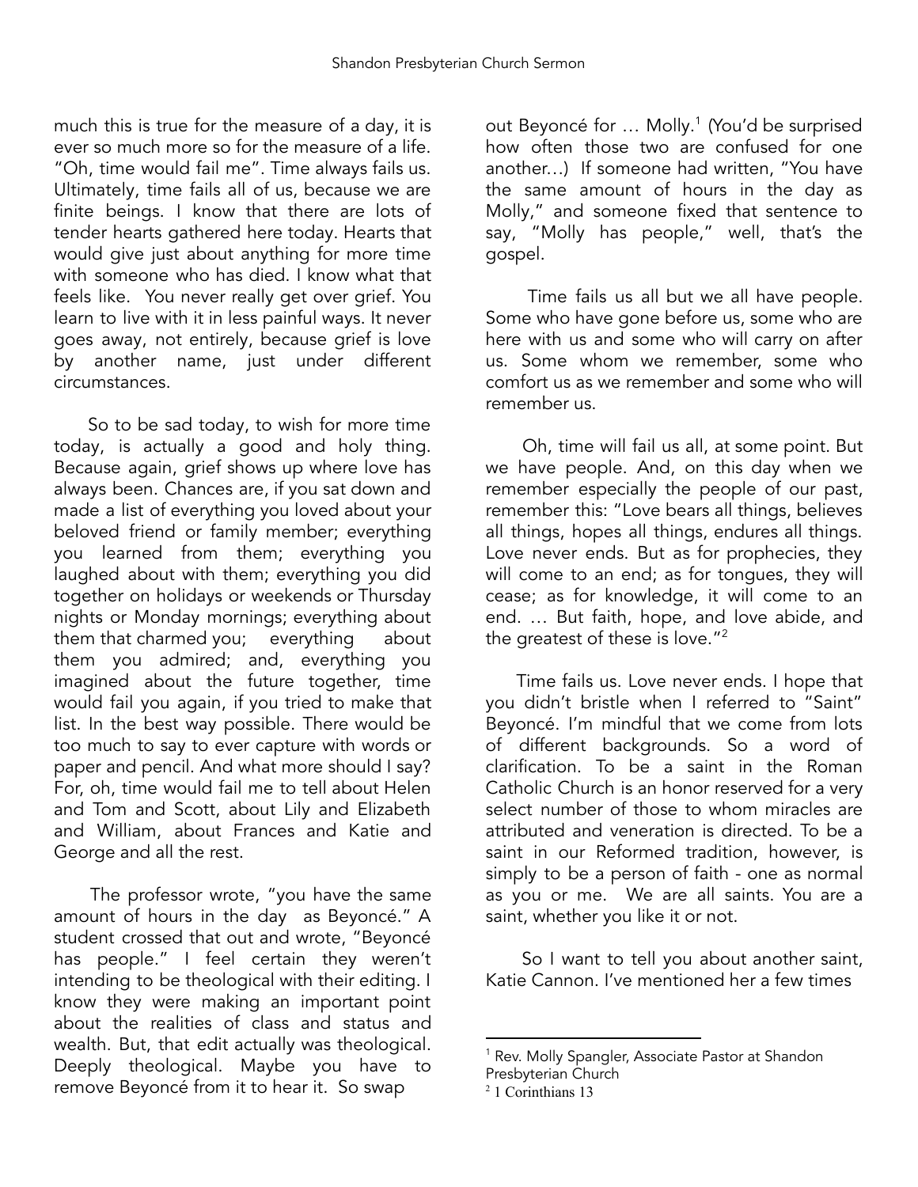much this is true for the measure of a day, it is ever so much more so for the measure of a life. "Oh, time would fail me". Time always fails us. Ultimately, time fails all of us, because we are finite beings. I know that there are lots of tender hearts gathered here today. Hearts that would give just about anything for more time with someone who has died. I know what that feels like. You never really get over grief. You learn to live with it in less painful ways. It never goes away, not entirely, because grief is love by another name, just under different circumstances.

So to be sad today, to wish for more time today, is actually a good and holy thing. Because again, grief shows up where love has always been. Chances are, if you sat down and made a list of everything you loved about your beloved friend or family member; everything you learned from them; everything you laughed about with them; everything you did together on holidays or weekends or Thursday nights or Monday mornings; everything about them that charmed you; everything about them you admired; and, everything you imagined about the future together, time would fail you again, if you tried to make that list. In the best way possible. There would be too much to say to ever capture with words or paper and pencil. And what more should I say? For, oh, time would fail me to tell about Helen and Tom and Scott, about Lily and Elizabeth and William, about Frances and Katie and George and all the rest.

The professor wrote, "you have the same amount of hours in the day as Beyoncé." A student crossed that out and wrote, "Beyoncé has people." I feel certain they weren't intending to be theological with their editing. I know they were making an important point about the realities of class and status and wealth. But, that edit actually was theological. Deeply theological. Maybe you have to remove Beyoncé from it to hear it. So swap out Beyoncé for … Molly.[1] (You'd be surprised how often those two are confused for one another…) If someone had written, "You have the same amount of hours in the day as Molly," and someone fixed that sentence to say, "Molly has people," well, that's the gospel.

Time fails us all but we all have people. Some who have gone before us, some who are here with us and some who will carry on after us. Some whom we remember, some who comfort us as we remember and some who will remember us.

Oh, time will fail us all, at some point. But we have people. And, on this day when we remember especially the people of our past, remember this: "Love bears all things, believes all things, hopes all things, endures all things. Love never ends. But as for prophecies, they will come to an end; as for tongues, they will cease; as for knowledge, it will come to an end. … But faith, hope, and love abide, and the greatest of these is love."[2]

Time fails us. Love never ends. I hope that you didn't bristle when I referred to "Saint" Beyoncé. I'm mindful that we come from lots of different backgrounds. So a word of clarification. To be a saint in the Roman Catholic Church is an honor reserved for a very select number of those to whom miracles are attributed and veneration is directed. To be a saint in our Reformed tradition, however, is simply to be a person of faith - one as normal as you or me. We are all saints. You are a saint, whether you like it or not.

So I want to tell you about another saint, Katie Cannon. I've mentioned her a few times

---

[1] Rev. Molly Spangler, Associate Pastor at Shandon Presbyterian Church

[2] 1 Corinthians 13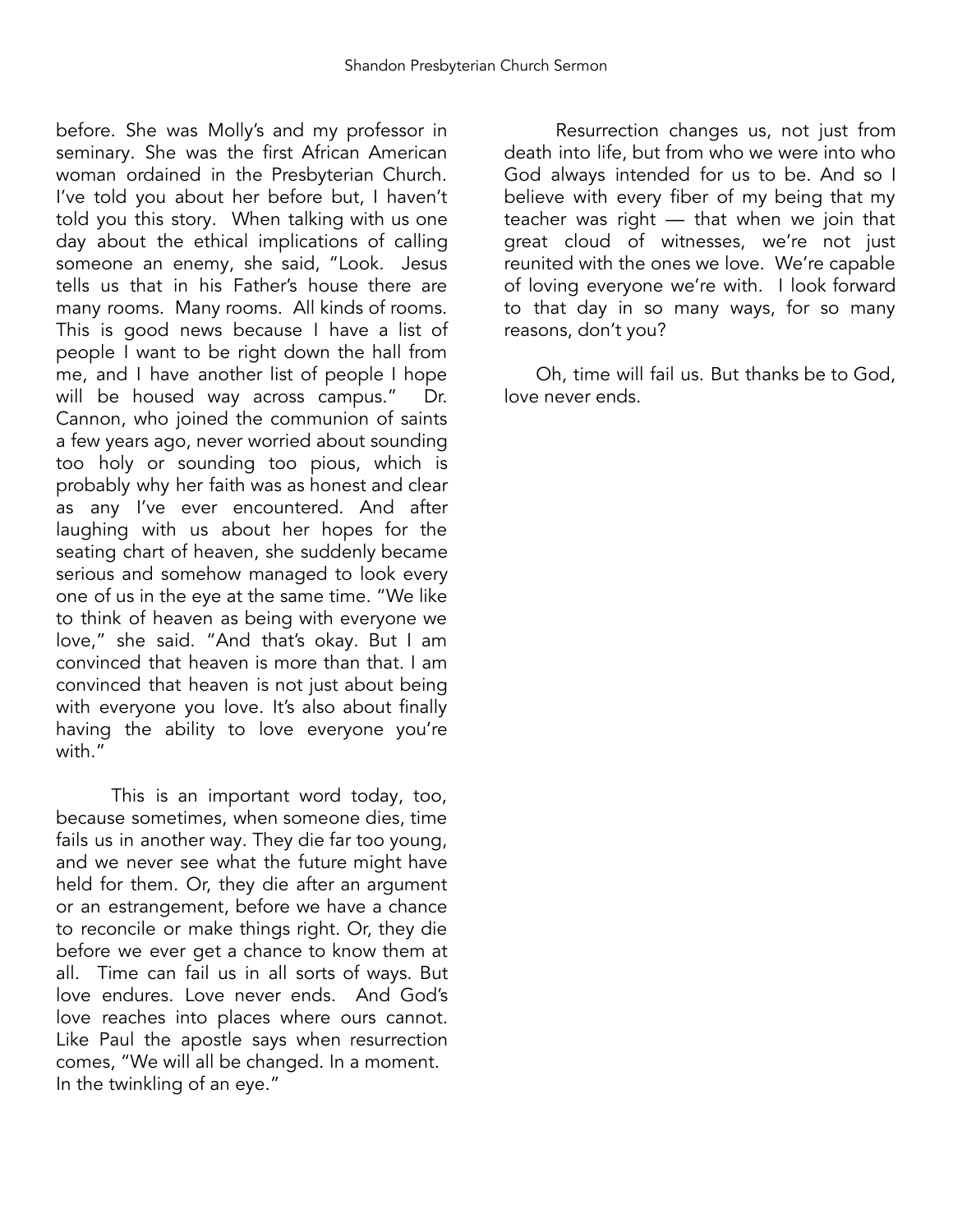before. She was Molly's and my professor in seminary. She was the first African American woman ordained in the Presbyterian Church. I've told you about her before but, I haven't told you this story. When talking with us one day about the ethical implications of calling someone an enemy, she said, "Look. Jesus tells us that in his Father's house there are many rooms. Many rooms. All kinds of rooms. This is good news because I have a list of people I want to be right down the hall from me, and I have another list of people I hope will be housed way across campus." Dr. Cannon, who joined the communion of saints a few years ago, never worried about sounding too holy or sounding too pious, which is probably why her faith was as honest and clear as any I've ever encountered. And after laughing with us about her hopes for the seating chart of heaven, she suddenly became serious and somehow managed to look every one of us in the eye at the same time. "We like to think of heaven as being with everyone we love," she said. "And that's okay. But I am convinced that heaven is more than that. I am convinced that heaven is not just about being with everyone you love. It's also about finally having the ability to love everyone you're with."

This is an important word today, too, because sometimes, when someone dies, time fails us in another way. They die far too young, and we never see what the future might have held for them. Or, they die after an argument or an estrangement, before we have a chance to reconcile or make things right. Or, they die before we ever get a chance to know them at all. Time can fail us in all sorts of ways. But love endures. Love never ends. And God's love reaches into places where ours cannot. Like Paul the apostle says when resurrection comes, "We will all be changed. In a moment. In the twinkling of an eye."

Resurrection changes us, not just from death into life, but from who we were into who God always intended for us to be. And so I believe with every fiber of my being that my teacher was right — that when we join that great cloud of witnesses, we're not just reunited with the ones we love. We're capable of loving everyone we're with. I look forward to that day in so many ways, for so many reasons, don't you?

Oh, time will fail us. But thanks be to God, love never ends.